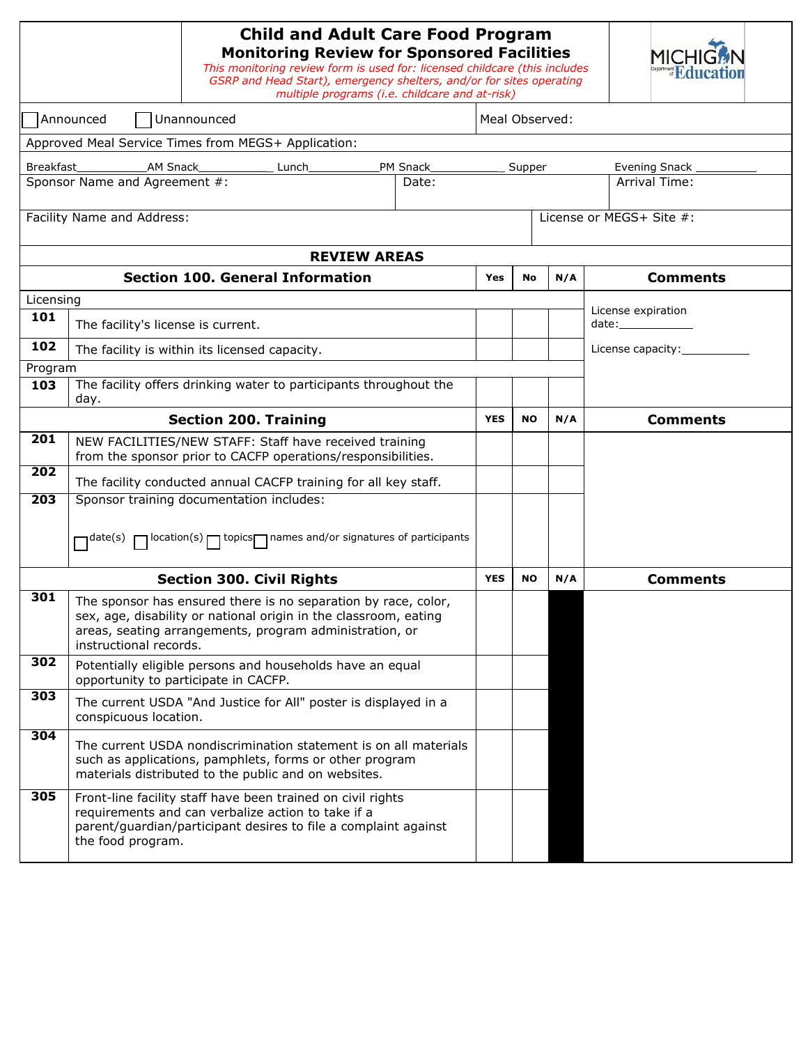# Child and Adult Care Food Program
## Monitoring Review for Sponsored Facilities

*This monitoring review form is used for: licensed childcare (this includes GSRP and Head Start), emergency shelters, and/or for sites operating multiple programs (i.e. childcare and at-risk)*

MICHIGAN Department of Education

☐ Announced ☐ Unannounced | Meal Observed:

Approved Meal Service Times from MEGS+ Application:

Breakfast__________ AM Snack__________ Lunch__________ PM Snack__________ Supper Evening Snack __________

Sponsor Name and Agreement #: | Date: | Arrival Time:

Facility Name and Address: | License or MEGS+ Site #:

### REVIEW AREAS

| | Section 100. General Information | Yes | No | N/A | Comments |
|---|---|---|---|---|---|
| Licensing | | | | | License expiration date:__________ |
| 101 | The facility's license is current. | | | | |
| 102 | The facility is within its licensed capacity. | | | | License capacity:__________ |
| Program | | | | | |
| 103 | The facility offers drinking water to participants throughout the day. | | | | |

| | Section 200. Training | YES | NO | N/A | Comments |
|---|---|---|---|---|---|
| 201 | NEW FACILITIES/NEW STAFF: Staff have received training from the sponsor prior to CACFP operations/responsibilities. | | | | |
| 202 | The facility conducted annual CACFP training for all key staff. | | | | |
| 203 | Sponsor training documentation includes: ☐ date(s) ☐ location(s) ☐ topics ☐ names and/or signatures of participants | | | | |

| | Section 300. Civil Rights | YES | NO | N/A | Comments |
|---|---|---|---|---|---|
| 301 | The sponsor has ensured there is no separation by race, color, sex, age, disability or national origin in the classroom, eating areas, seating arrangements, program administration, or instructional records. | | | | |
| 302 | Potentially eligible persons and households have an equal opportunity to participate in CACFP. | | | | |
| 303 | The current USDA "And Justice for All" poster is displayed in a conspicuous location. | | | | |
| 304 | The current USDA nondiscrimination statement is on all materials such as applications, pamphlets, forms or other program materials distributed to the public and on websites. | | | | |
| 305 | Front-line facility staff have been trained on civil rights requirements and can verbalize action to take if a parent/guardian/participant desires to file a complaint against the food program. | | | | |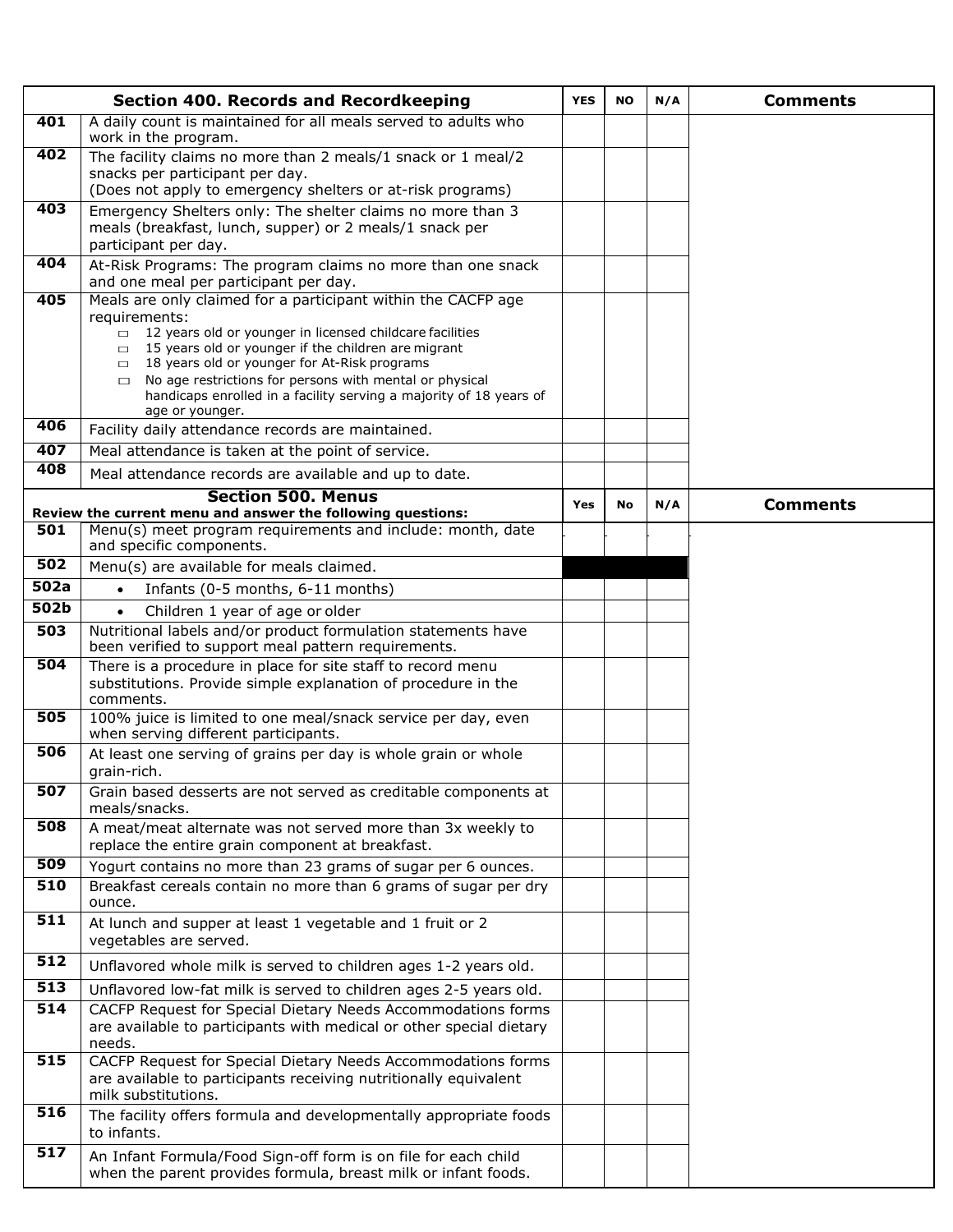| | Section 400. Records and Recordkeeping | YES | NO | N/A | Comments |
|---|---|---|---|---|---|
| 401 | A daily count is maintained for all meals served to adults who work in the program. | | | | |
| 402 | The facility claims no more than 2 meals/1 snack or 1 meal/2 snacks per participant per day. (Does not apply to emergency shelters or at-risk programs) | | | | |
| 403 | Emergency Shelters only: The shelter claims no more than 3 meals (breakfast, lunch, supper) or 2 meals/1 snack per participant per day. | | | | |
| 404 | At-Risk Programs: The program claims no more than one snack and one meal per participant per day. | | | | |
| 405 | Meals are only claimed for a participant within the CACFP age requirements:<br>☐ 12 years old or younger in licensed childcare facilities<br>☐ 15 years old or younger if the children are migrant<br>☐ 18 years old or younger for At-Risk programs<br>☐ No age restrictions for persons with mental or physical handicaps enrolled in a facility serving a majority of 18 years of age or younger. | | | | |
| 406 | Facility daily attendance records are maintained. | | | | |
| 407 | Meal attendance is taken at the point of service. | | | | |
| 408 | Meal attendance records are available and up to date. | | | | |

| | Section 500. Menus<br>Review the current menu and answer the following questions: | Yes | No | N/A | Comments |
|---|---|---|---|---|---|
| 501 | Menu(s) meet program requirements and include: month, date and specific components. | | | | |
| 502 | Menu(s) are available for meals claimed. | | | | |
| 502a | • Infants (0-5 months, 6-11 months) | | | | |
| 502b | • Children 1 year of age or older | | | | |
| 503 | Nutritional labels and/or product formulation statements have been verified to support meal pattern requirements. | | | | |
| 504 | There is a procedure in place for site staff to record menu substitutions. Provide simple explanation of procedure in the comments. | | | | |
| 505 | 100% juice is limited to one meal/snack service per day, even when serving different participants. | | | | |
| 506 | At least one serving of grains per day is whole grain or whole grain-rich. | | | | |
| 507 | Grain based desserts are not served as creditable components at meals/snacks. | | | | |
| 508 | A meat/meat alternate was not served more than 3x weekly to replace the entire grain component at breakfast. | | | | |
| 509 | Yogurt contains no more than 23 grams of sugar per 6 ounces. | | | | |
| 510 | Breakfast cereals contain no more than 6 grams of sugar per dry ounce. | | | | |
| 511 | At lunch and supper at least 1 vegetable and 1 fruit or 2 vegetables are served. | | | | |
| 512 | Unflavored whole milk is served to children ages 1-2 years old. | | | | |
| 513 | Unflavored low-fat milk is served to children ages 2-5 years old. | | | | |
| 514 | CACFP Request for Special Dietary Needs Accommodations forms are available to participants with medical or other special dietary needs. | | | | |
| 515 | CACFP Request for Special Dietary Needs Accommodations forms are available to participants receiving nutritionally equivalent milk substitutions. | | | | |
| 516 | The facility offers formula and developmentally appropriate foods to infants. | | | | |
| 517 | An Infant Formula/Food Sign-off form is on file for each child when the parent provides formula, breast milk or infant foods. | | | | |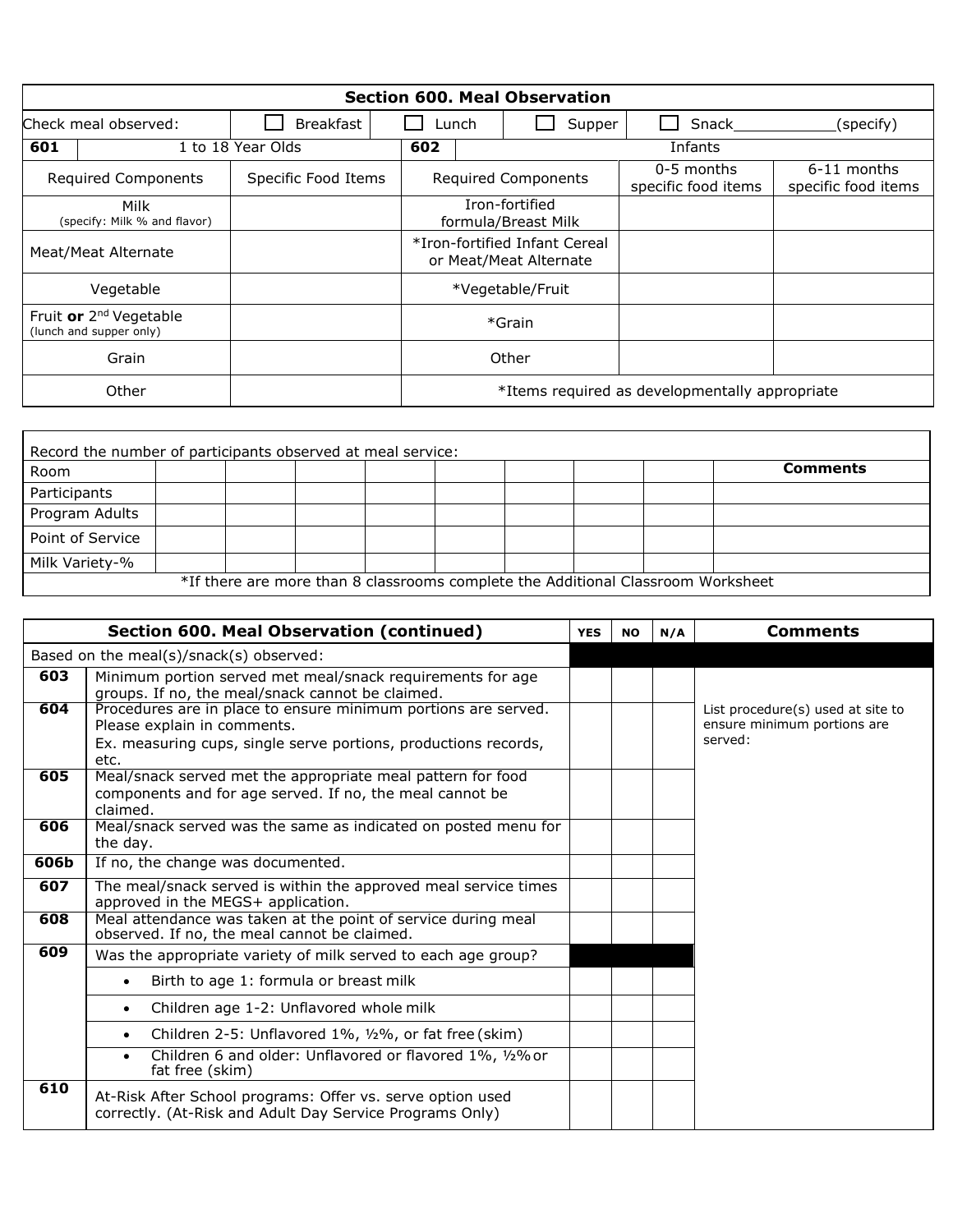| Section 600. Meal Observation | | | | | | |
|---|---|---|---|---|---|---|
| Check meal observed: | ☐ Breakfast | ☐ Lunch | ☐ Supper | ☐ Snack\_\_\_\_\_\_\_\_\_\_\_(specify) | | |
| **601** | 1 to 18 Year Olds | | **602** | Infants | | |
| Required Components | | Specific Food Items | Required Components | | 0-5 months specific food items | 6-11 months specific food items |
| Milk (specify: Milk % and flavor) | | | Iron-fortified formula/Breast Milk | | | |
| Meat/Meat Alternate | | | *Iron-fortified Infant Cereal or Meat/Meat Alternate | | | |
| Vegetable | | | *Vegetable/Fruit | | | |
| Fruit **or** 2nd Vegetable (lunch and supper only) | | | *Grain | | | |
| Grain | | | Other | | | |
| Other | | | *Items required as developmentally appropriate | | | |

Record the number of participants observed at meal service:

| Room | | | | | | | | | **Comments** |
|---|---|---|---|---|---|---|---|---|---|
| Participants | | | | | | | | | |
| Program Adults | | | | | | | | | |
| Point of Service | | | | | | | | | |
| Milk Variety-% | | | | | | | | | |

*If there are more than 8 classrooms complete the Additional Classroom Worksheet

| | Section 600. Meal Observation (continued) | YES | NO | N/A | Comments |
|---|---|---|---|---|---|
| | Based on the meal(s)/snack(s) observed: | | | | |
| **603** | Minimum portion served met meal/snack requirements for age groups. If no, the meal/snack cannot be claimed. | | | | |
| **604** | Procedures are in place to ensure minimum portions are served. Please explain in comments. Ex. measuring cups, single serve portions, productions records, etc. | | | | List procedure(s) used at site to ensure minimum portions are served: |
| **605** | Meal/snack served met the appropriate meal pattern for food components and for age served. If no, the meal cannot be claimed. | | | | |
| **606** | Meal/snack served was the same as indicated on posted menu for the day. | | | | |
| **606b** | If no, the change was documented. | | | | |
| **607** | The meal/snack served is within the approved meal service times approved in the MEGS+ application. | | | | |
| **608** | Meal attendance was taken at the point of service during meal observed. If no, the meal cannot be claimed. | | | | |
| **609** | Was the appropriate variety of milk served to each age group? | | | | |
| | • Birth to age 1: formula or breast milk | | | | |
| | • Children age 1-2: Unflavored whole milk | | | | |
| | • Children 2-5: Unflavored 1%, ½%, or fat free (skim) | | | | |
| | • Children 6 and older: Unflavored or flavored 1%, ½% or fat free (skim) | | | | |
| **610** | At-Risk After School programs: Offer vs. serve option used correctly. (At-Risk and Adult Day Service Programs Only) | | | | |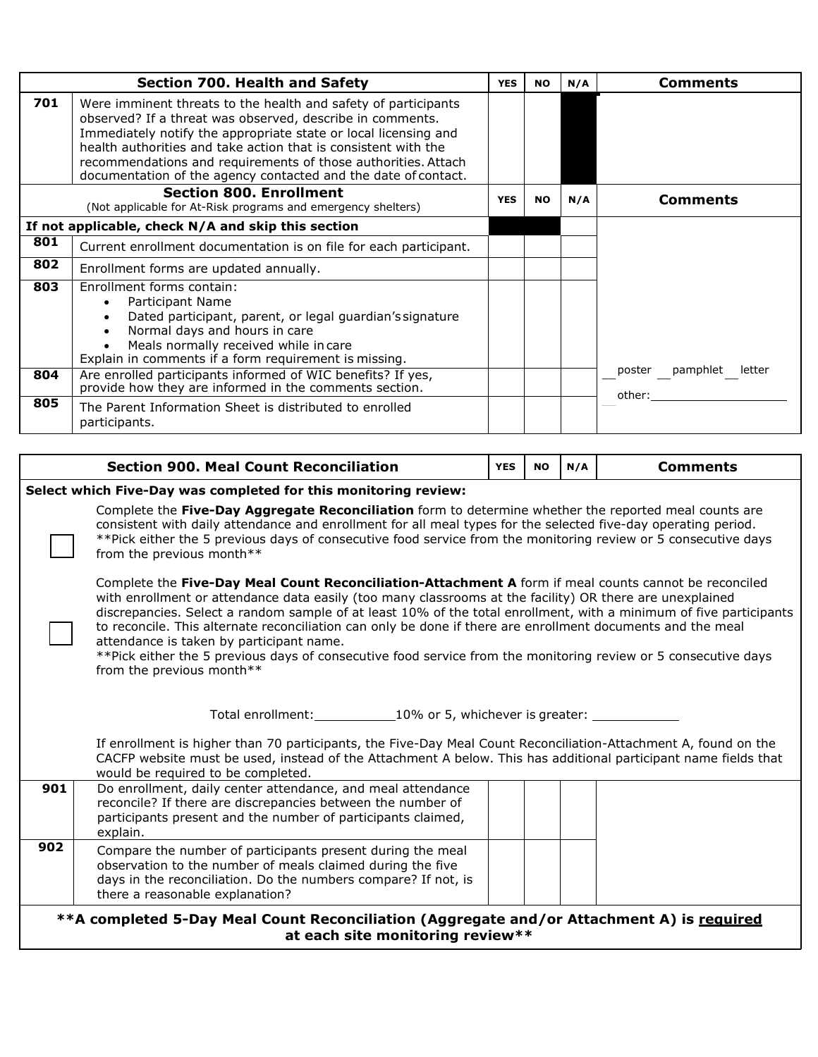| Section 700. Health and Safety | | YES | NO | N/A | Comments |
|---|---|---|---|---|---|
| 701 | Were imminent threats to the health and safety of participants observed? If a threat was observed, describe in comments. Immediately notify the appropriate state or local licensing and health authorities and take action that is consistent with the recommendations and requirements of those authorities. Attach documentation of the agency contacted and the date of contact. | | | | |

| Section 800. Enrollment (Not applicable for At-Risk programs and emergency shelters) | | YES | NO | N/A | Comments |
|---|---|---|---|---|---|
| If not applicable, check N/A and skip this section | | | | | |
| 801 | Current enrollment documentation is on file for each participant. | | | | |
| 802 | Enrollment forms are updated annually. | | | | |
| 803 | Enrollment forms contain:<br>• Participant Name<br>• Dated participant, parent, or legal guardian's signature<br>• Normal days and hours in care<br>• Meals normally received while in care<br>Explain in comments if a form requirement is missing. | | | | |
| 804 | Are enrolled participants informed of WIC benefits? If yes, provide how they are informed in the comments section. | | | | __ poster __ pamphlet __ letter<br>__ other:__________ |
| 805 | The Parent Information Sheet is distributed to enrolled participants. | | | | |

| Section 900. Meal Count Reconciliation | | YES | NO | N/A | Comments |
|---|---|---|---|---|---|
| Select which Five-Day was completed for this monitoring review: | | | | | |
| ☐ | Complete the **Five-Day Aggregate Reconciliation** form to determine whether the reported meal counts are consistent with daily attendance and enrollment for all meal types for the selected five-day operating period. **Pick either the 5 previous days of consecutive food service from the monitoring review or 5 consecutive days from the previous month** | | | | |
| ☐ | Complete the **Five-Day Meal Count Reconciliation-Attachment A** form if meal counts cannot be reconciled with enrollment or attendance data easily (too many classrooms at the facility) OR there are unexplained discrepancies. Select a random sample of at least 10% of the total enrollment, with a minimum of five participants to reconcile. This alternate reconciliation can only be done if there are enrollment documents and the meal attendance is taken by participant name. **Pick either the 5 previous days of consecutive food service from the monitoring review or 5 consecutive days from the previous month**<br><br>Total enrollment:__________ 10% or 5, whichever is greater: __________<br><br>If enrollment is higher than 70 participants, the Five-Day Meal Count Reconciliation-Attachment A, found on the CACFP website must be used, instead of the Attachment A below. This has additional participant name fields that would be required to be completed. | | | | |
| 901 | Do enrollment, daily center attendance, and meal attendance reconcile? If there are discrepancies between the number of participants present and the number of participants claimed, explain. | | | | |
| 902 | Compare the number of participants present during the meal observation to the number of meals claimed during the five days in the reconciliation. Do the numbers compare? If not, is there a reasonable explanation? | | | | |

**A completed 5-Day Meal Count Reconciliation (Aggregate and/or Attachment A) is <u>required</u> at each site monitoring review**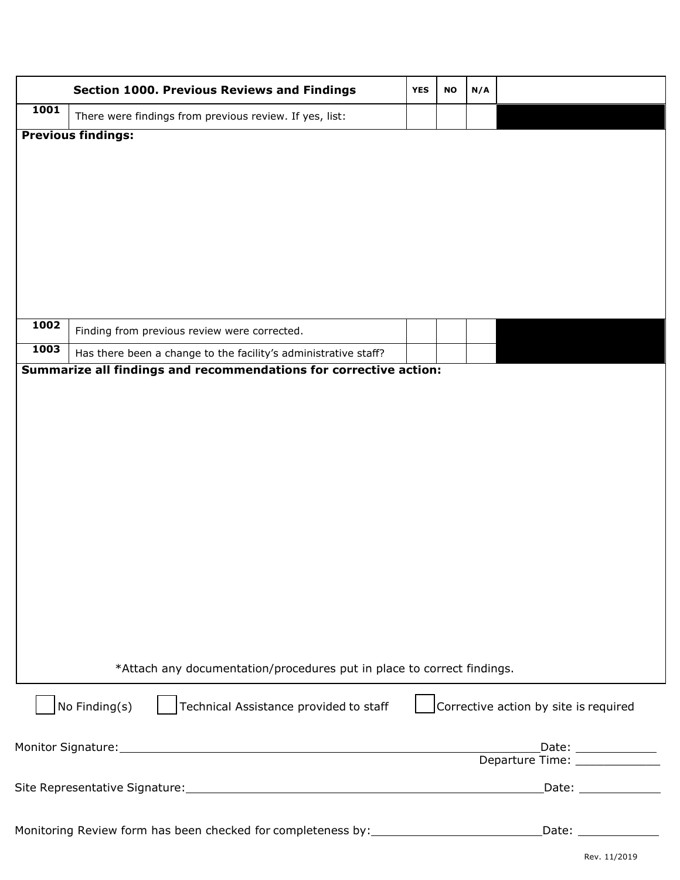| | Section 1000. Previous Reviews and Findings | YES | NO | N/A | |
|---|---|---|---|---|---|
| 1001 | There were findings from previous review. If yes, list: | | | | |

**Previous findings:**

| | | YES | NO | N/A | |
|---|---|---|---|---|---|
| 1002 | Finding from previous review were corrected. | | | | |
| 1003 | Has there been a change to the facility's administrative staff? | | | | |

**Summarize all findings and recommendations for corrective action:**

*Attach any documentation/procedures put in place to correct findings.

☐ No Finding(s) ☐ Technical Assistance provided to staff ☐ Corrective action by site is required

Monitor Signature: ____________________ Date: __________

Departure Time: __________

Site Representative Signature: ____________________ Date: __________

Monitoring Review form has been checked for completeness by: ____________________ Date: __________

Rev. 11/2019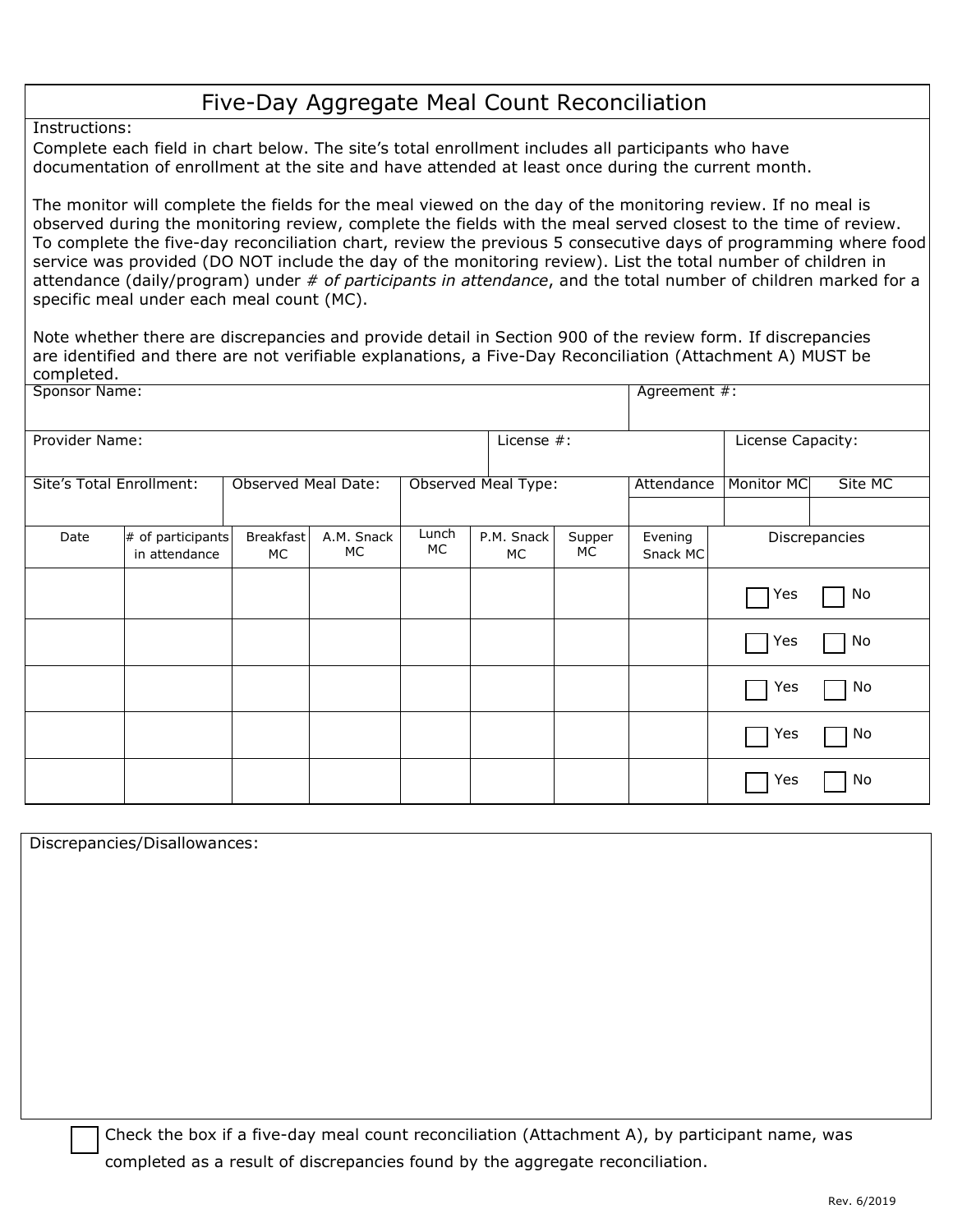# Five-Day Aggregate Meal Count Reconciliation

Instructions:

Complete each field in chart below. The site's total enrollment includes all participants who have documentation of enrollment at the site and have attended at least once during the current month.

The monitor will complete the fields for the meal viewed on the day of the monitoring review. If no meal is observed during the monitoring review, complete the fields with the meal served closest to the time of review. To complete the five-day reconciliation chart, review the previous 5 consecutive days of programming where food service was provided (DO NOT include the day of the monitoring review). List the total number of children in attendance (daily/program) under *# of participants in attendance*, and the total number of children marked for a specific meal under each meal count (MC).

Note whether there are discrepancies and provide detail in Section 900 of the review form. If discrepancies are identified and there are not verifiable explanations, a Five-Day Reconciliation (Attachment A) MUST be completed.

| Sponsor Name: | | Agreement #: | |
|---|---|---|---|
| | | | |

| Provider Name: | License #: | License Capacity: |
|---|---|---|
| | | |

| Site's Total Enrollment: | Observed Meal Date: | Observed Meal Type: | Attendance | Monitor MC | Site MC |
|---|---|---|---|---|---|
| | | | | | |

| Date | # of participants in attendance | Breakfast MC | A.M. Snack MC | Lunch MC | P.M. Snack MC | Supper MC | Evening Snack MC | Discrepancies |
|---|---|---|---|---|---|---|---|---|
| | | | | | | | | ☐ Yes ☐ No |
| | | | | | | | | ☐ Yes ☐ No |
| | | | | | | | | ☐ Yes ☐ No |
| | | | | | | | | ☐ Yes ☐ No |
| | | | | | | | | ☐ Yes ☐ No |

Discrepancies/Disallowances:

☐ Check the box if a five-day meal count reconciliation (Attachment A), by participant name, was completed as a result of discrepancies found by the aggregate reconciliation.

Rev. 6/2019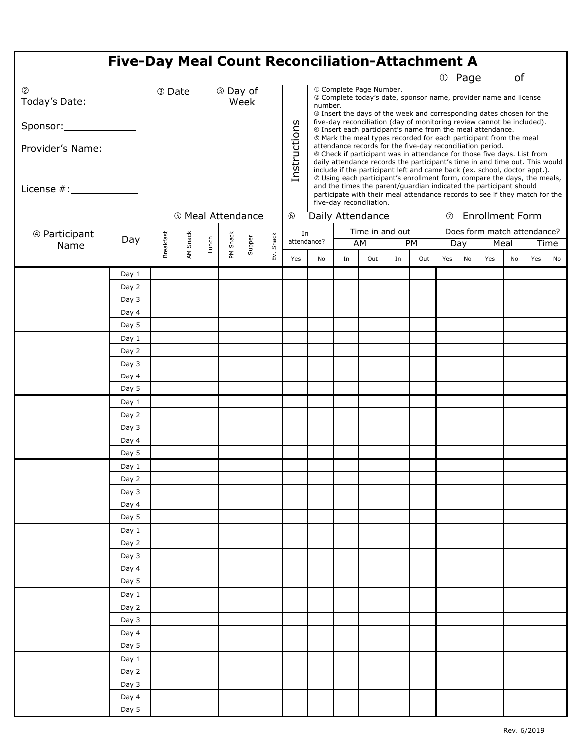# Five-Day Meal Count Reconciliation-Attachment A

① Page_____of ______

② Today's Date:________

Sponsor:____________

Provider's Name:

____________________

License #:___________

| ③ Date | ③ Day of Week |
|---|---|
| | |
| | |
| | |
| | |
| | |

**Instructions**

① Complete Page Number.
② Complete today's date, sponsor name, provider name and license number.
③ Insert the days of the week and corresponding dates chosen for the five-day reconciliation (day of monitoring review cannot be included).
④ Insert each participant's name from the meal attendance.
⑤ Mark the meal types recorded for each participant from the meal attendance records for the five-day reconciliation period.
⑥ Check if participant was in attendance for those five days. List from daily attendance records the participant's time in and time out. This would include if the participant left and came back (ex. school, doctor appt.).
⑦ Using each participant's enrollment form, compare the days, the meals, and the times the parent/guardian indicated the participant should participate with their meal attendance records to see if they match for the five-day reconciliation.

| ④ Participant Name | Day | ⑤ Meal Attendance | | | | | | ⑥ Daily Attendance | | | | | | ⑦ Enrollment Form | | | | | |
|---|---|---|---|---|---|---|---|---|---|---|---|---|---|---|---|---|---|---|---|
| | | | | | | | | In attendance? | | Time in and out | | | | Does form match attendance? | | | | | |
| | | | | | | | | | | AM | | PM | | Day | | Meal | | Time | |
| | | Breakfast | AM Snack | Lunch | PM Snack | Supper | Ev. Snack | Yes | No | In | Out | In | Out | Yes | No | Yes | No | Yes | No |
| | Day 1 | | | | | | | | | | | | | | | | | | |
| | Day 2 | | | | | | | | | | | | | | | | | | |
| | Day 3 | | | | | | | | | | | | | | | | | | |
| | Day 4 | | | | | | | | | | | | | | | | | | |
| | Day 5 | | | | | | | | | | | | | | | | | | |
| | Day 1 | | | | | | | | | | | | | | | | | | |
| | Day 2 | | | | | | | | | | | | | | | | | | |
| | Day 3 | | | | | | | | | | | | | | | | | | |
| | Day 4 | | | | | | | | | | | | | | | | | | |
| | Day 5 | | | | | | | | | | | | | | | | | | |
| | Day 1 | | | | | | | | | | | | | | | | | | |
| | Day 2 | | | | | | | | | | | | | | | | | | |
| | Day 3 | | | | | | | | | | | | | | | | | | |
| | Day 4 | | | | | | | | | | | | | | | | | | |
| | Day 5 | | | | | | | | | | | | | | | | | | |
| | Day 1 | | | | | | | | | | | | | | | | | | |
| | Day 2 | | | | | | | | | | | | | | | | | | |
| | Day 3 | | | | | | | | | | | | | | | | | | |
| | Day 4 | | | | | | | | | | | | | | | | | | |
| | Day 5 | | | | | | | | | | | | | | | | | | |
| | Day 1 | | | | | | | | | | | | | | | | | | |
| | Day 2 | | | | | | | | | | | | | | | | | | |
| | Day 3 | | | | | | | | | | | | | | | | | | |
| | Day 4 | | | | | | | | | | | | | | | | | | |
| | Day 5 | | | | | | | | | | | | | | | | | | |
| | Day 1 | | | | | | | | | | | | | | | | | | |
| | Day 2 | | | | | | | | | | | | | | | | | | |
| | Day 3 | | | | | | | | | | | | | | | | | | |
| | Day 4 | | | | | | | | | | | | | | | | | | |
| | Day 5 | | | | | | | | | | | | | | | | | | |
| | Day 1 | | | | | | | | | | | | | | | | | | |
| | Day 2 | | | | | | | | | | | | | | | | | | |
| | Day 3 | | | | | | | | | | | | | | | | | | |
| | Day 4 | | | | | | | | | | | | | | | | | | |
| | Day 5 | | | | | | | | | | | | | | | | | | |

Rev. 6/2019